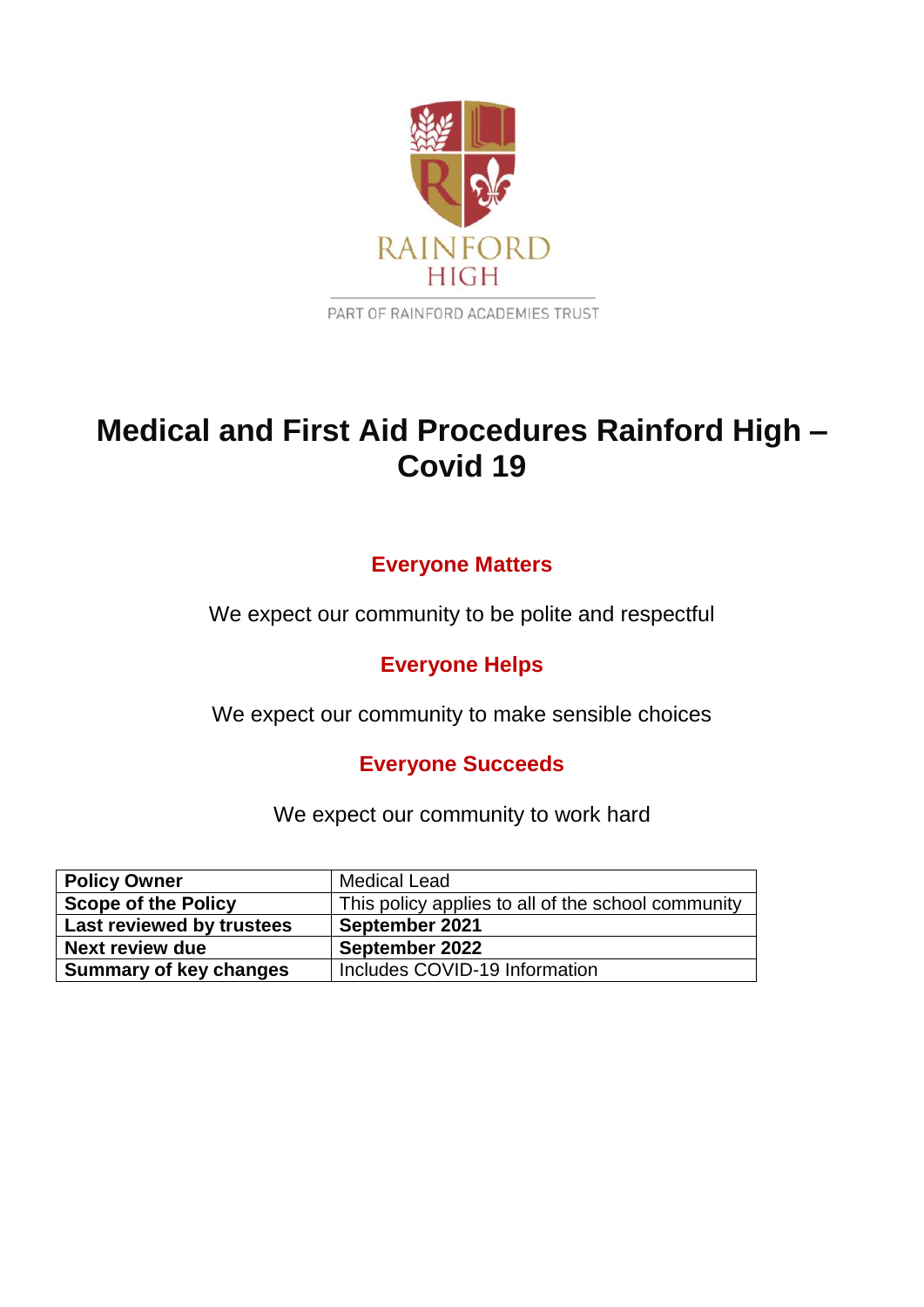RAINFORD HIGH

PART OF RAINFORD ACADEMIES TRUST

# Medical and First Aid Procedures Rainford High – Covid 19

## Everyone Matters

We expect our community to be polite and respectful

## Everyone Helps

We expect our community to make sensible choices

## Everyone Succeeds

We expect our community to work hard

| **Policy Owner** | Medical Lead |
|---|---|
| **Scope of the Policy** | This policy applies to all of the school community |
| **Last reviewed by trustees** | **September 2021** |
| **Next review due** | **September 2022** |
| **Summary of key changes** | Includes COVID-19 Information |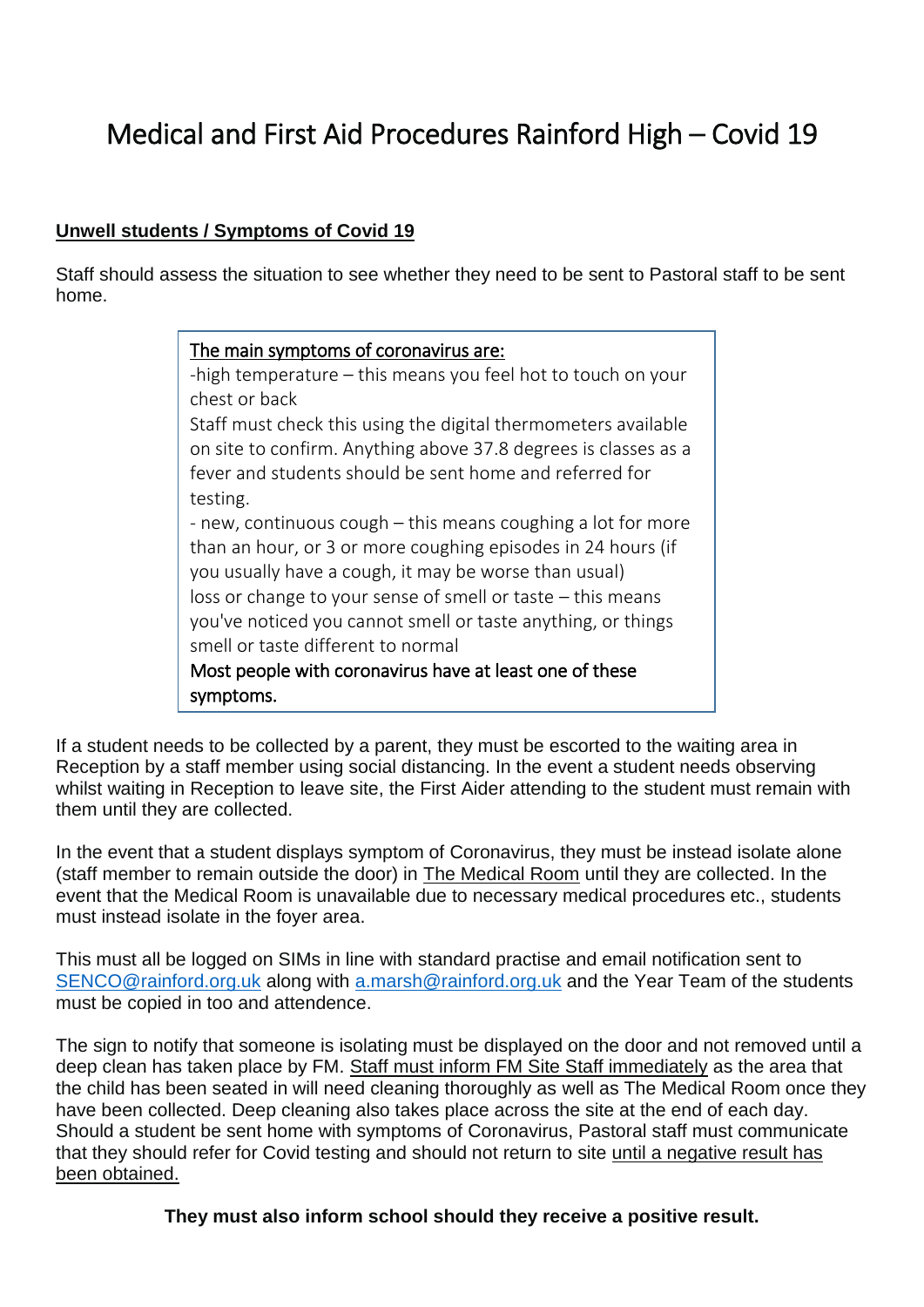# Medical and First Aid Procedures Rainford High – Covid 19

**Unwell students / Symptoms of Covid 19**

Staff should assess the situation to see whether they need to be sent to Pastoral staff to be sent home.

> The main symptoms of coronavirus are:
>
> -high temperature – this means you feel hot to touch on your chest or back
>
> Staff must check this using the digital thermometers available on site to confirm. Anything above 37.8 degrees is classes as a fever and students should be sent home and referred for testing.
>
> - new, continuous cough – this means coughing a lot for more than an hour, or 3 or more coughing episodes in 24 hours (if you usually have a cough, it may be worse than usual)
>
> loss or change to your sense of smell or taste – this means you've noticed you cannot smell or taste anything, or things smell or taste different to normal
>
> Most people with coronavirus have at least one of these symptoms.

If a student needs to be collected by a parent, they must be escorted to the waiting area in Reception by a staff member using social distancing. In the event a student needs observing whilst waiting in Reception to leave site, the First Aider attending to the student must remain with them until they are collected.

In the event that a student displays symptom of Coronavirus, they must be instead isolate alone (staff member to remain outside the door) in The Medical Room until they are collected. In the event that the Medical Room is unavailable due to necessary medical procedures etc., students must instead isolate in the foyer area.

This must all be logged on SIMs in line with standard practise and email notification sent to SENCO@rainford.org.uk along with a.marsh@rainford.org.uk and the Year Team of the students must be copied in too and attendence.

The sign to notify that someone is isolating must be displayed on the door and not removed until a deep clean has taken place by FM. Staff must inform FM Site Staff immediately as the area that the child has been seated in will need cleaning thoroughly as well as The Medical Room once they have been collected. Deep cleaning also takes place across the site at the end of each day. Should a student be sent home with symptoms of Coronavirus, Pastoral staff must communicate that they should refer for Covid testing and should not return to site until a negative result has been obtained.

**They must also inform school should they receive a positive result.**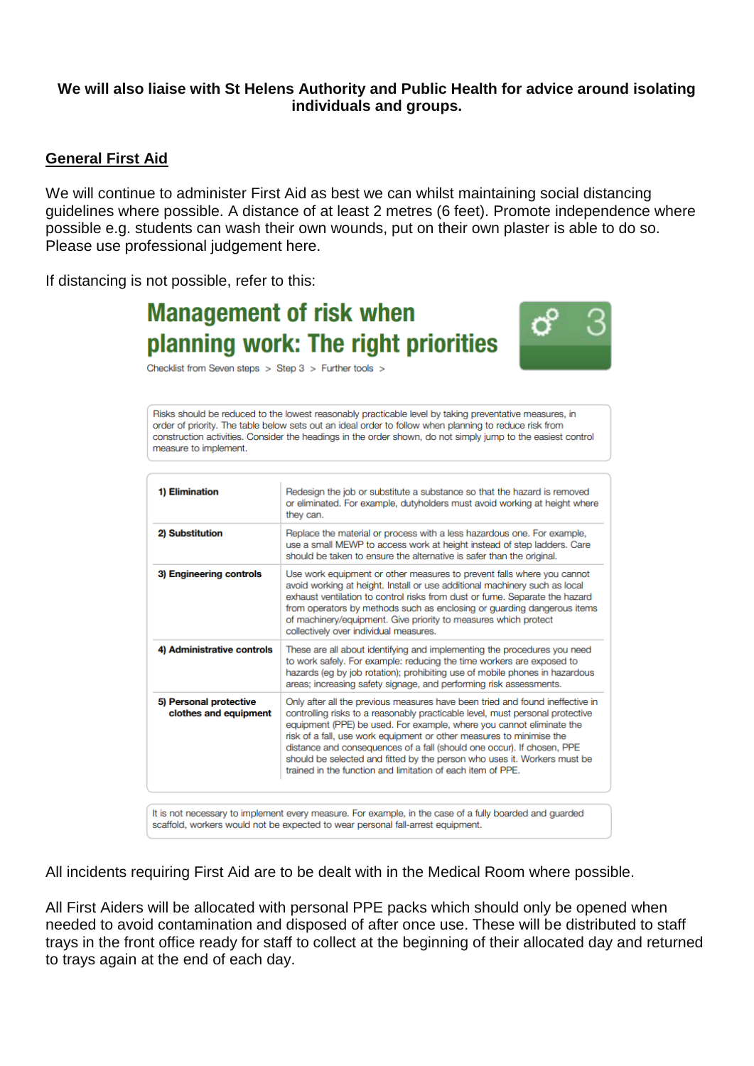**We will also liaise with St Helens Authority and Public Health for advice around isolating individuals and groups.**

## General First Aid

We will continue to administer First Aid as best we can whilst maintaining social distancing guidelines where possible. A distance of at least 2 metres (6 feet). Promote independence where possible e.g. students can wash their own wounds, put on their own plaster is able to do so. Please use professional judgement here.

If distancing is not possible, refer to this:

### Management of risk when planning work: The right priorities

Checklist from Seven steps > Step 3 > Further tools >

Risks should be reduced to the lowest reasonably practicable level by taking preventative measures, in order of priority. The table below sets out an ideal order to follow when planning to reduce risk from construction activities. Consider the headings in the order shown, do not simply jump to the easiest control measure to implement.

| | |
|---|---|
| **1) Elimination** | Redesign the job or substitute a substance so that the hazard is removed or eliminated. For example, dutyholders must avoid working at height where they can. |
| **2) Substitution** | Replace the material or process with a less hazardous one. For example, use a small MEWP to access work at height instead of step ladders. Care should be taken to ensure the alternative is safer than the original. |
| **3) Engineering controls** | Use work equipment or other measures to prevent falls where you cannot avoid working at height. Install or use additional machinery such as local exhaust ventilation to control risks from dust or fume. Separate the hazard from operators by methods such as enclosing or guarding dangerous items of machinery/equipment. Give priority to measures which protect collectively over individual measures. |
| **4) Administrative controls** | These are all about identifying and implementing the procedures you need to work safely. For example: reducing the time workers are exposed to hazards (eg by job rotation); prohibiting use of mobile phones in hazardous areas; increasing safety signage, and performing risk assessments. |
| **5) Personal protective clothes and equipment** | Only after all the previous measures have been tried and found ineffective in controlling risks to a reasonably practicable level, must personal protective equipment (PPE) be used. For example, where you cannot eliminate the risk of a fall, use work equipment or other measures to minimise the distance and consequences of a fall (should one occur). If chosen, PPE should be selected and fitted by the person who uses it. Workers must be trained in the function and limitation of each item of PPE. |

It is not necessary to implement every measure. For example, in the case of a fully boarded and guarded scaffold, workers would not be expected to wear personal fall-arrest equipment.

All incidents requiring First Aid are to be dealt with in the Medical Room where possible.

All First Aiders will be allocated with personal PPE packs which should only be opened when needed to avoid contamination and disposed of after once use. These will be distributed to staff trays in the front office ready for staff to collect at the beginning of their allocated day and returned to trays again at the end of each day.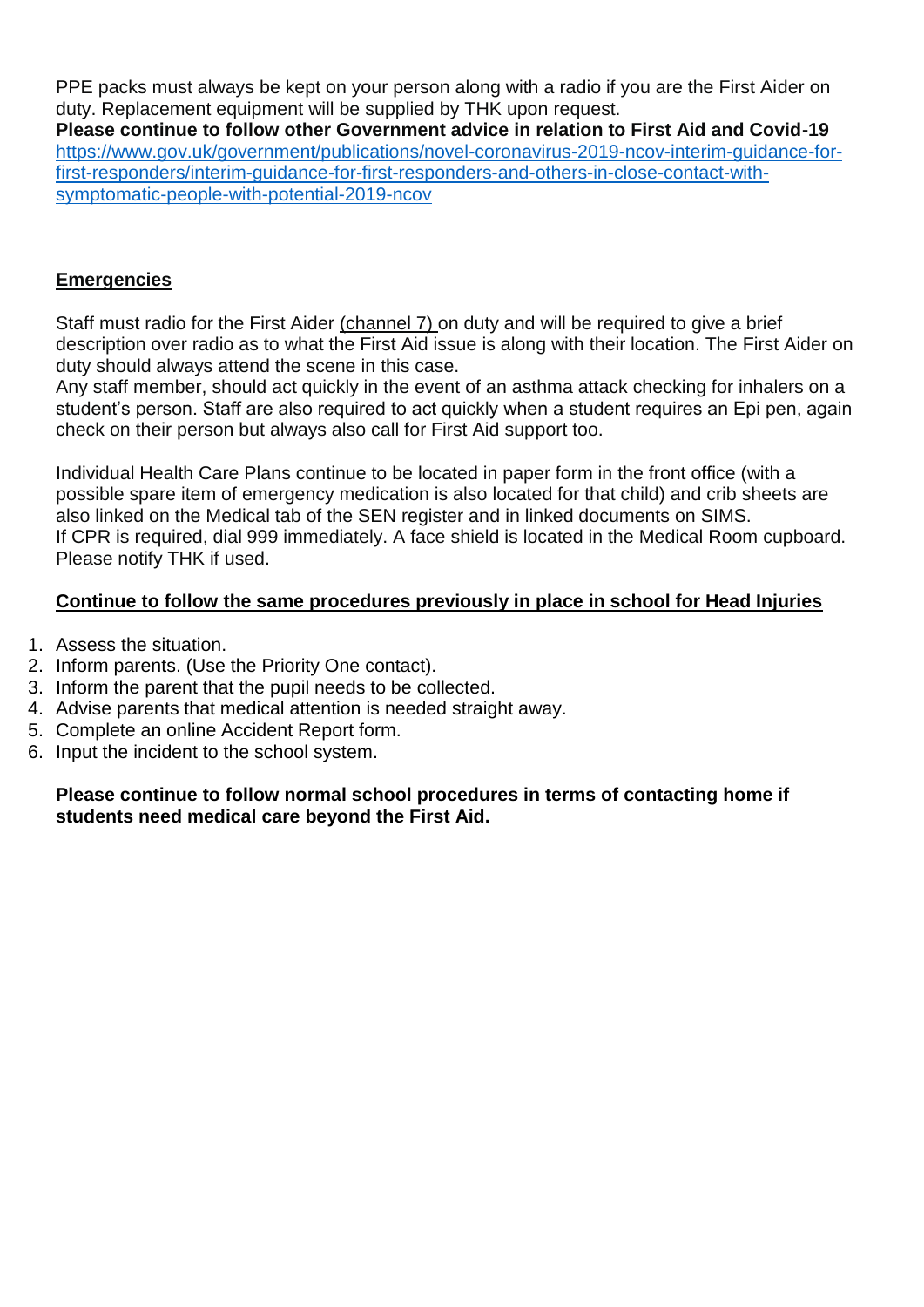PPE packs must always be kept on your person along with a radio if you are the First Aider on duty. Replacement equipment will be supplied by THK upon request.
**Please continue to follow other Government advice in relation to First Aid and Covid-19**
[https://www.gov.uk/government/publications/novel-coronavirus-2019-ncov-interim-guidance-for-first-responders/interim-guidance-for-first-responders-and-others-in-close-contact-with-symptomatic-people-with-potential-2019-ncov](https://www.gov.uk/government/publications/novel-coronavirus-2019-ncov-interim-guidance-for-first-responders/interim-guidance-for-first-responders-and-others-in-close-contact-with-symptomatic-people-with-potential-2019-ncov)

## Emergencies

Staff must radio for the First Aider (channel 7) on duty and will be required to give a brief description over radio as to what the First Aid issue is along with their location. The First Aider on duty should always attend the scene in this case.
Any staff member, should act quickly in the event of an asthma attack checking for inhalers on a student's person. Staff are also required to act quickly when a student requires an Epi pen, again check on their person but always also call for First Aid support too.

Individual Health Care Plans continue to be located in paper form in the front office (with a possible spare item of emergency medication is also located for that child) and crib sheets are also linked on the Medical tab of the SEN register and in linked documents on SIMS.
If CPR is required, dial 999 immediately. A face shield is located in the Medical Room cupboard. Please notify THK if used.

## Continue to follow the same procedures previously in place in school for Head Injuries

1. Assess the situation.
2. Inform parents. (Use the Priority One contact).
3. Inform the parent that the pupil needs to be collected.
4. Advise parents that medical attention is needed straight away.
5. Complete an online Accident Report form.
6. Input the incident to the school system.

**Please continue to follow normal school procedures in terms of contacting home if students need medical care beyond the First Aid.**